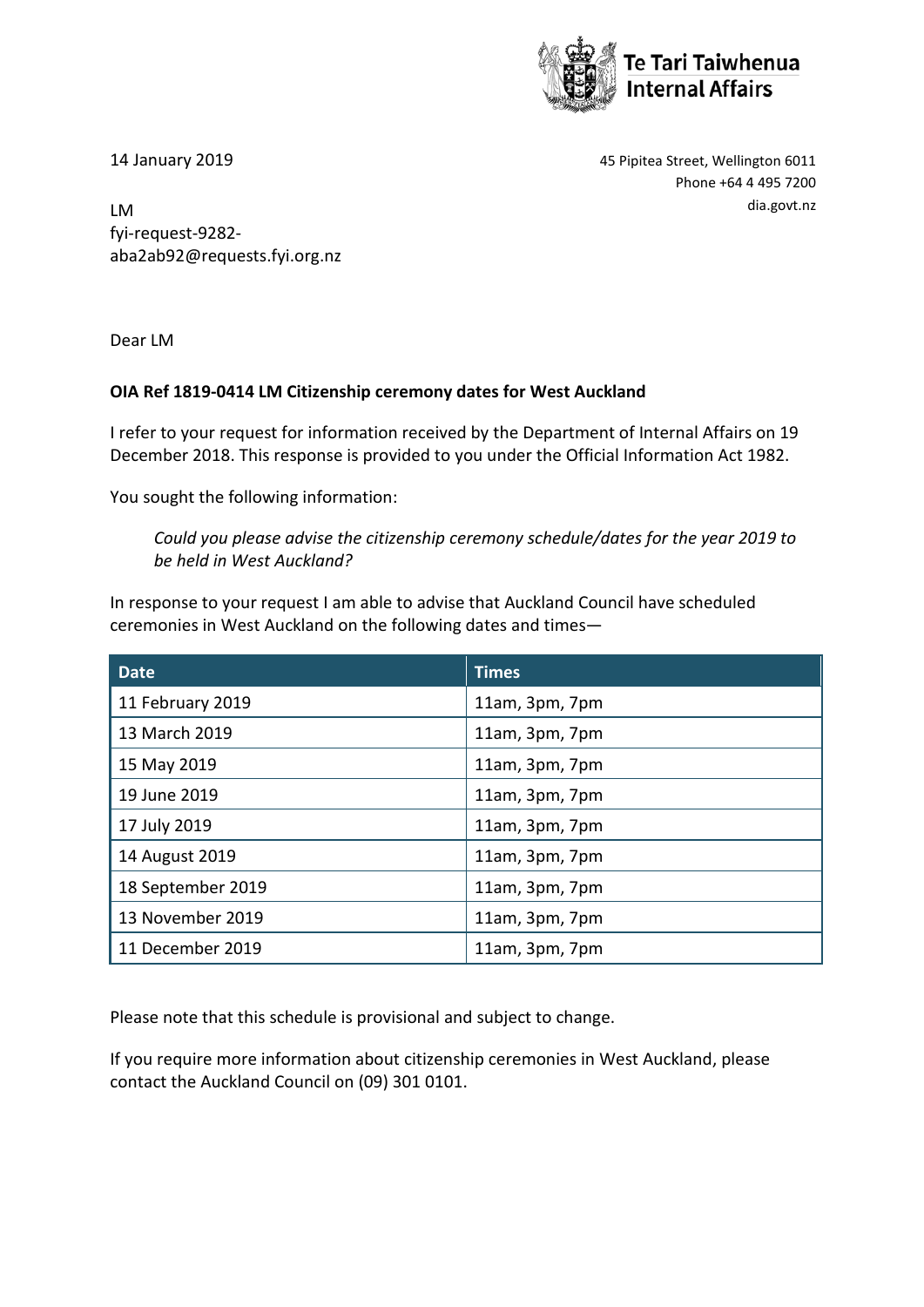Te Tari Taiwhenua
Internal Affairs

14 January 2019

45 Pipitea Street, Wellington 6011
Phone +64 4 495 7200
dia.govt.nz

LM
fyi-request-9282-aba2ab92@requests.fyi.org.nz

Dear LM

**OIA Ref 1819-0414 LM Citizenship ceremony dates for West Auckland**

I refer to your request for information received by the Department of Internal Affairs on 19 December 2018. This response is provided to you under the Official Information Act 1982.

You sought the following information:

> *Could you please advise the citizenship ceremony schedule/dates for the year 2019 to be held in West Auckland?*

In response to your request I am able to advise that Auckland Council have scheduled ceremonies in West Auckland on the following dates and times—

| Date | Times |
|---|---|
| 11 February 2019 | 11am, 3pm, 7pm |
| 13 March 2019 | 11am, 3pm, 7pm |
| 15 May 2019 | 11am, 3pm, 7pm |
| 19 June 2019 | 11am, 3pm, 7pm |
| 17 July 2019 | 11am, 3pm, 7pm |
| 14 August 2019 | 11am, 3pm, 7pm |
| 18 September 2019 | 11am, 3pm, 7pm |
| 13 November 2019 | 11am, 3pm, 7pm |
| 11 December 2019 | 11am, 3pm, 7pm |

Please note that this schedule is provisional and subject to change.

If you require more information about citizenship ceremonies in West Auckland, please contact the Auckland Council on (09) 301 0101.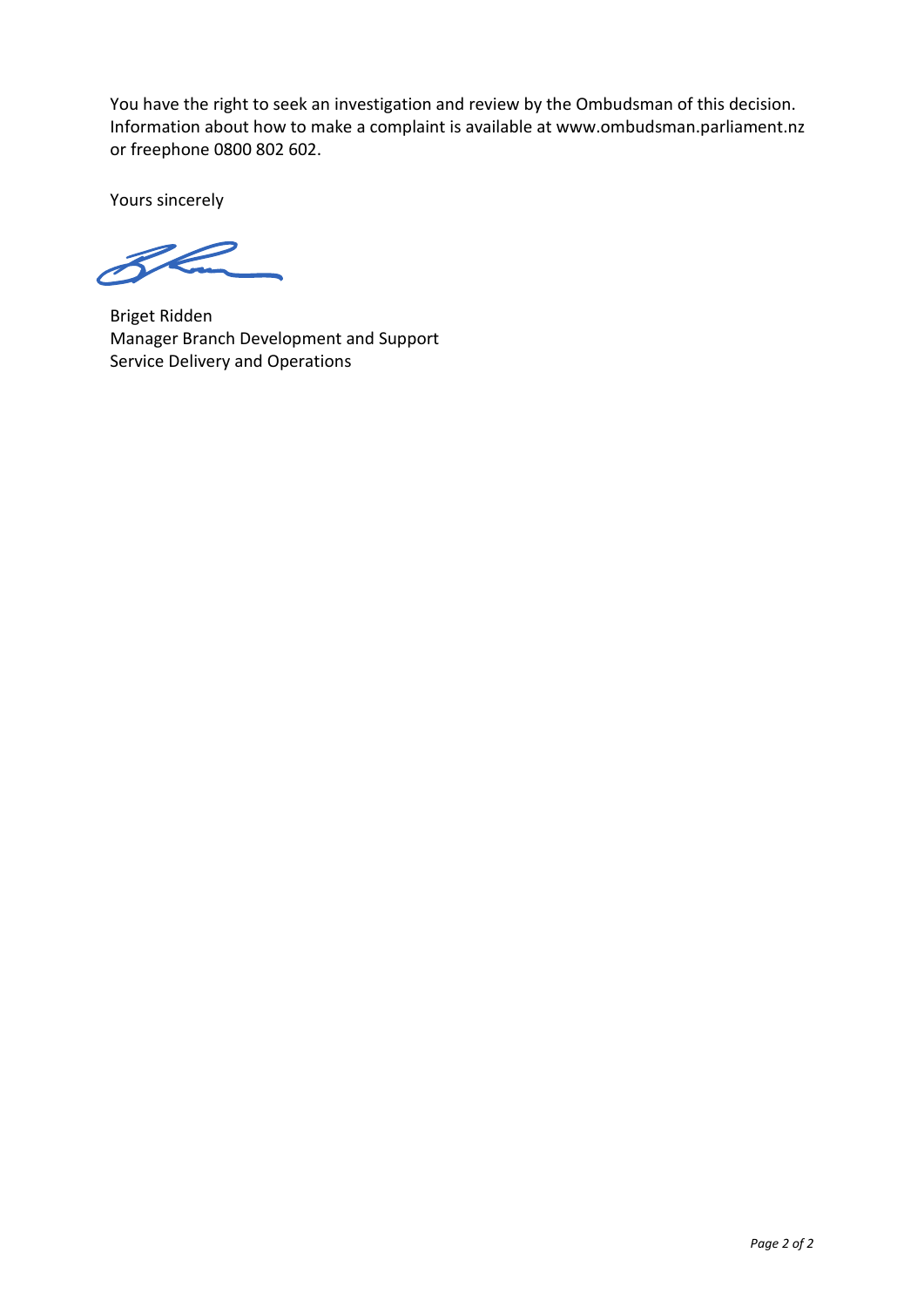You have the right to seek an investigation and review by the Ombudsman of this decision. Information about how to make a complaint is available at www.ombudsman.parliament.nz or freephone 0800 802 602.

Yours sincerely

Briget Ridden
Manager Branch Development and Support
Service Delivery and Operations